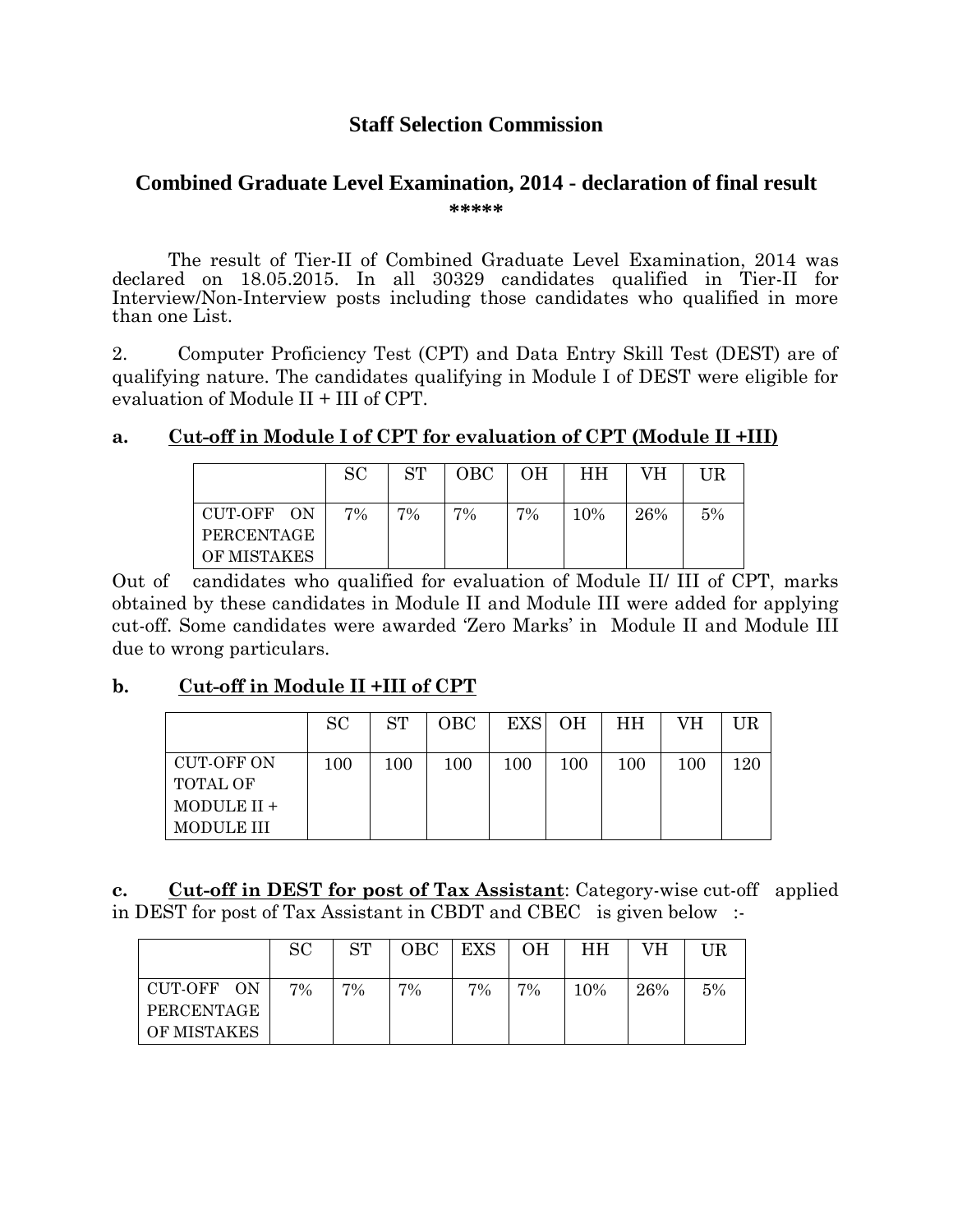# Staff Selection Commission

## Combined Graduate Level Examination, 2014 - declaration of final result

\*\*\*\*\*

The result of Tier-II of Combined Graduate Level Examination, 2014 was declared on 18.05.2015. In all 30329 candidates qualified in Tier-II for Interview/Non-Interview posts including those candidates who qualified in more than one List.

2. Computer Proficiency Test (CPT) and Data Entry Skill Test (DEST) are of qualifying nature. The candidates qualifying in Module I of DEST were eligible for evaluation of Module II + III of CPT.

**a. Cut-off in Module I of CPT for evaluation of CPT (Module II +III)**

| | SC | ST | OBC | OH | HH | VH | UR |
|---|---|---|---|---|---|---|---|
| CUT-OFF ON PERCENTAGE OF MISTAKES | 7% | 7% | 7% | 7% | 10% | 26% | 5% |

Out of candidates who qualified for evaluation of Module II/ III of CPT, marks obtained by these candidates in Module II and Module III were added for applying cut-off. Some candidates were awarded 'Zero Marks' in Module II and Module III due to wrong particulars.

**b. Cut-off in Module II +III of CPT**

| | SC | ST | OBC | EXS | OH | HH | VH | UR |
|---|---|---|---|---|---|---|---|---|
| CUT-OFF ON TOTAL OF MODULE II + MODULE III | 100 | 100 | 100 | 100 | 100 | 100 | 100 | 120 |

**c. Cut-off in DEST for post of Tax Assistant**: Category-wise cut-off applied in DEST for post of Tax Assistant in CBDT and CBEC is given below :-

| | SC | ST | OBC | EXS | OH | HH | VH | UR |
|---|---|---|---|---|---|---|---|---|
| CUT-OFF ON PERCENTAGE OF MISTAKES | 7% | 7% | 7% | 7% | 7% | 10% | 26% | 5% |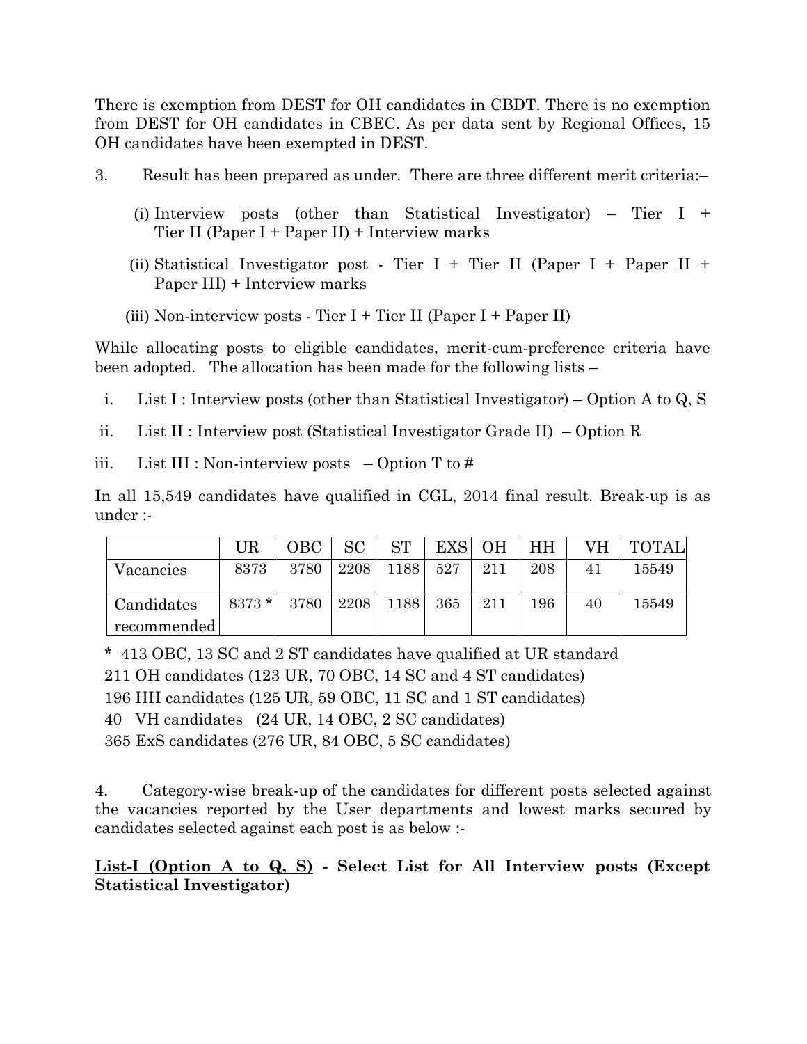There is exemption from DEST for OH candidates in CBDT. There is no exemption from DEST for OH candidates in CBEC. As per data sent by Regional Offices, 15 OH candidates have been exempted in DEST.

3. Result has been prepared as under. There are three different merit criteria:–

(i) Interview posts (other than Statistical Investigator) – Tier I + Tier II (Paper I + Paper II) + Interview marks

(ii) Statistical Investigator post - Tier I + Tier II (Paper I + Paper II + Paper III) + Interview marks

(iii) Non-interview posts - Tier I + Tier II (Paper I + Paper II)

While allocating posts to eligible candidates, merit-cum-preference criteria have been adopted. The allocation has been made for the following lists –

i. List I : Interview posts (other than Statistical Investigator) – Option A to Q, S

ii. List II : Interview post (Statistical Investigator Grade II) – Option R

iii. List III : Non-interview posts – Option T to #

In all 15,549 candidates have qualified in CGL, 2014 final result. Break-up is as under :-

| | UR | OBC | SC | ST | EXS | OH | HH | VH | TOTAL |
|---|---|---|---|---|---|---|---|---|---|
| Vacancies | 8373 | 3780 | 2208 | 1188 | 527 | 211 | 208 | 41 | 15549 |
| Candidates recommended | 8373 * | 3780 | 2208 | 1188 | 365 | 211 | 196 | 40 | 15549 |

\* 413 OBC, 13 SC and 2 ST candidates have qualified at UR standard

211 OH candidates (123 UR, 70 OBC, 14 SC and 4 ST candidates)

196 HH candidates (125 UR, 59 OBC, 11 SC and 1 ST candidates)

40 VH candidates (24 UR, 14 OBC, 2 SC candidates)

365 ExS candidates (276 UR, 84 OBC, 5 SC candidates)

4. Category-wise break-up of the candidates for different posts selected against the vacancies reported by the User departments and lowest marks secured by candidates selected against each post is as below :-

**<u>List-I (Option A to Q, S)</u> - Select List for All Interview posts (Except Statistical Investigator)**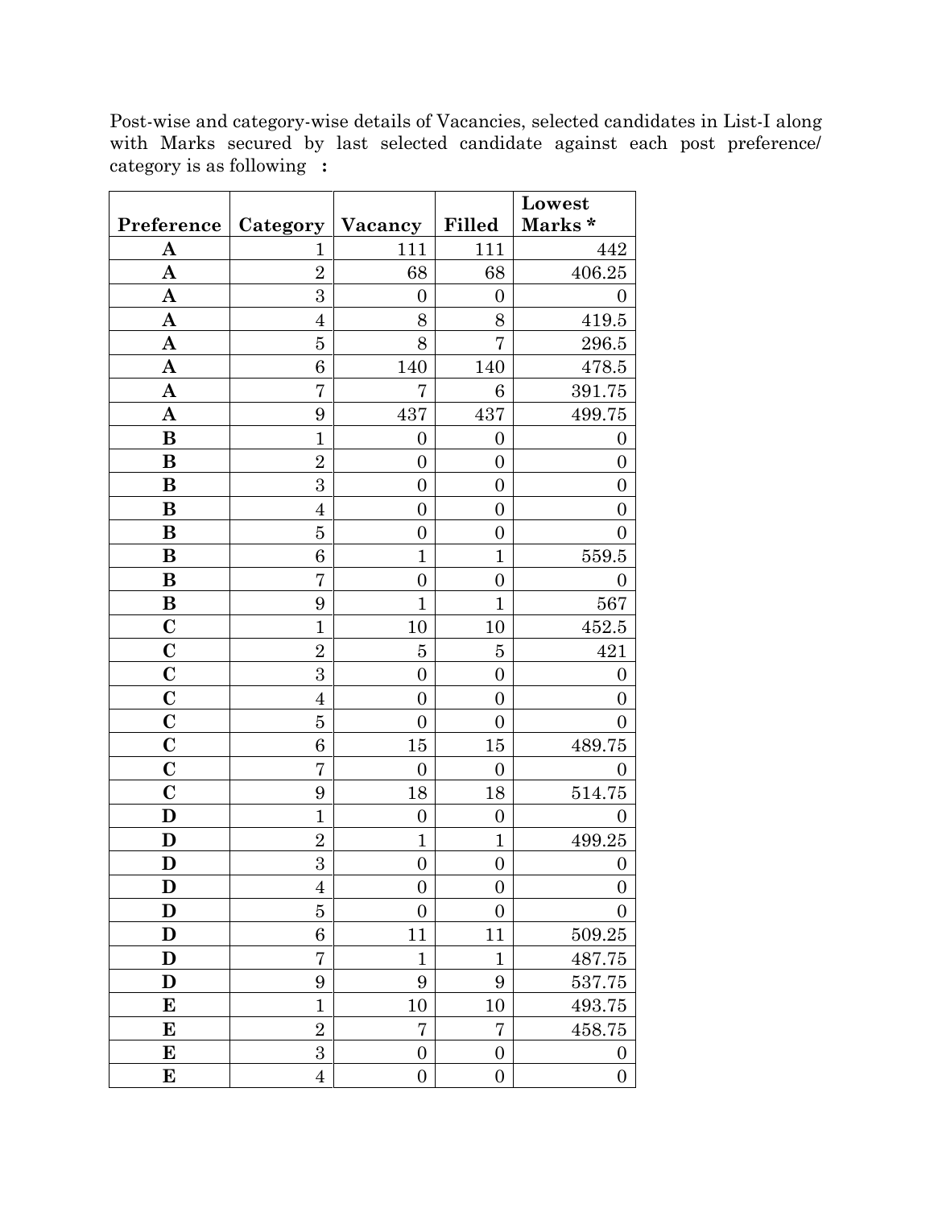Post-wise and category-wise details of Vacancies, selected candidates in List-I along with Marks secured by last selected candidate against each post preference/ category is as following :

| Preference | Category | Vacancy | Filled | Lowest Marks * |
|---|---|---|---|---|
| **A** | 1 | 111 | 111 | 442 |
| **A** | 2 | 68 | 68 | 406.25 |
| **A** | 3 | 0 | 0 | 0 |
| **A** | 4 | 8 | 8 | 419.5 |
| **A** | 5 | 8 | 7 | 296.5 |
| **A** | 6 | 140 | 140 | 478.5 |
| **A** | 7 | 7 | 6 | 391.75 |
| **A** | 9 | 437 | 437 | 499.75 |
| **B** | 1 | 0 | 0 | 0 |
| **B** | 2 | 0 | 0 | 0 |
| **B** | 3 | 0 | 0 | 0 |
| **B** | 4 | 0 | 0 | 0 |
| **B** | 5 | 0 | 0 | 0 |
| **B** | 6 | 1 | 1 | 559.5 |
| **B** | 7 | 0 | 0 | 0 |
| **B** | 9 | 1 | 1 | 567 |
| **C** | 1 | 10 | 10 | 452.5 |
| **C** | 2 | 5 | 5 | 421 |
| **C** | 3 | 0 | 0 | 0 |
| **C** | 4 | 0 | 0 | 0 |
| **C** | 5 | 0 | 0 | 0 |
| **C** | 6 | 15 | 15 | 489.75 |
| **C** | 7 | 0 | 0 | 0 |
| **C** | 9 | 18 | 18 | 514.75 |
| **D** | 1 | 0 | 0 | 0 |
| **D** | 2 | 1 | 1 | 499.25 |
| **D** | 3 | 0 | 0 | 0 |
| **D** | 4 | 0 | 0 | 0 |
| **D** | 5 | 0 | 0 | 0 |
| **D** | 6 | 11 | 11 | 509.25 |
| **D** | 7 | 1 | 1 | 487.75 |
| **D** | 9 | 9 | 9 | 537.75 |
| **E** | 1 | 10 | 10 | 493.75 |
| **E** | 2 | 7 | 7 | 458.75 |
| **E** | 3 | 0 | 0 | 0 |
| **E** | 4 | 0 | 0 | 0 |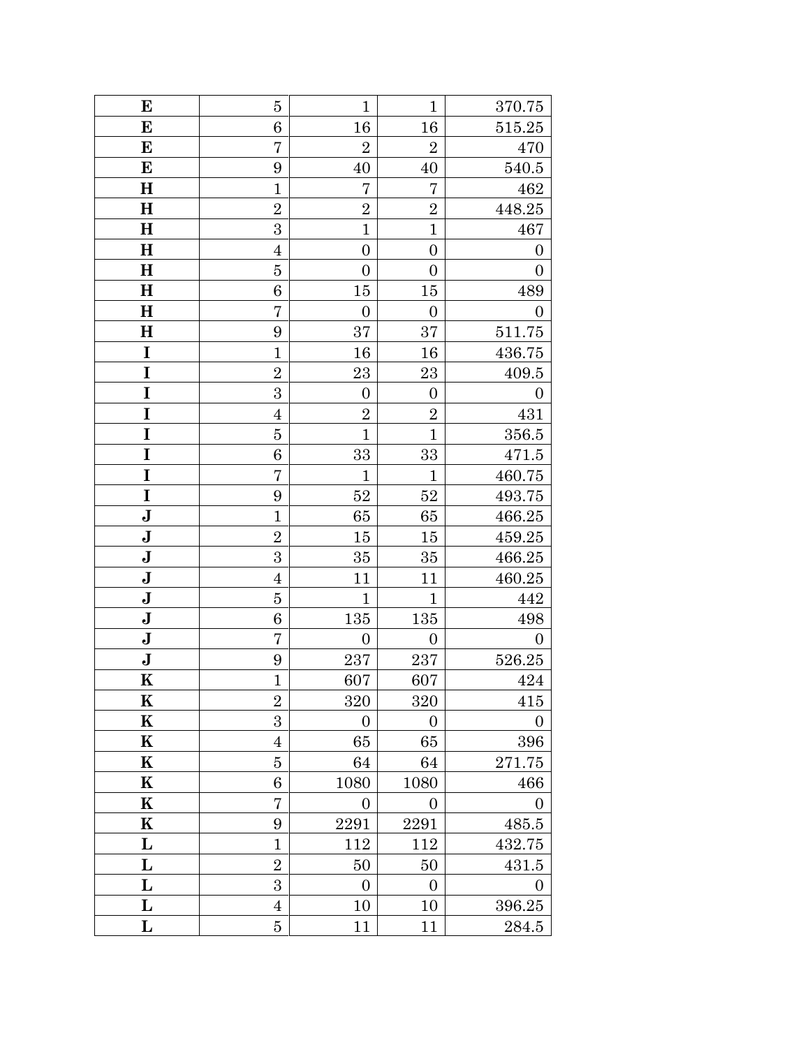| | | | | |
|---|---|---|---|---|
| **E** | 5 | 1 | 1 | 370.75 |
| **E** | 6 | 16 | 16 | 515.25 |
| **E** | 7 | 2 | 2 | 470 |
| **E** | 9 | 40 | 40 | 540.5 |
| **H** | 1 | 7 | 7 | 462 |
| **H** | 2 | 2 | 2 | 448.25 |
| **H** | 3 | 1 | 1 | 467 |
| **H** | 4 | 0 | 0 | 0 |
| **H** | 5 | 0 | 0 | 0 |
| **H** | 6 | 15 | 15 | 489 |
| **H** | 7 | 0 | 0 | 0 |
| **H** | 9 | 37 | 37 | 511.75 |
| **I** | 1 | 16 | 16 | 436.75 |
| **I** | 2 | 23 | 23 | 409.5 |
| **I** | 3 | 0 | 0 | 0 |
| **I** | 4 | 2 | 2 | 431 |
| **I** | 5 | 1 | 1 | 356.5 |
| **I** | 6 | 33 | 33 | 471.5 |
| **I** | 7 | 1 | 1 | 460.75 |
| **I** | 9 | 52 | 52 | 493.75 |
| **J** | 1 | 65 | 65 | 466.25 |
| **J** | 2 | 15 | 15 | 459.25 |
| **J** | 3 | 35 | 35 | 466.25 |
| **J** | 4 | 11 | 11 | 460.25 |
| **J** | 5 | 1 | 1 | 442 |
| **J** | 6 | 135 | 135 | 498 |
| **J** | 7 | 0 | 0 | 0 |
| **J** | 9 | 237 | 237 | 526.25 |
| **K** | 1 | 607 | 607 | 424 |
| **K** | 2 | 320 | 320 | 415 |
| **K** | 3 | 0 | 0 | 0 |
| **K** | 4 | 65 | 65 | 396 |
| **K** | 5 | 64 | 64 | 271.75 |
| **K** | 6 | 1080 | 1080 | 466 |
| **K** | 7 | 0 | 0 | 0 |
| **K** | 9 | 2291 | 2291 | 485.5 |
| **L** | 1 | 112 | 112 | 432.75 |
| **L** | 2 | 50 | 50 | 431.5 |
| **L** | 3 | 0 | 0 | 0 |
| **L** | 4 | 10 | 10 | 396.25 |
| **L** | 5 | 11 | 11 | 284.5 |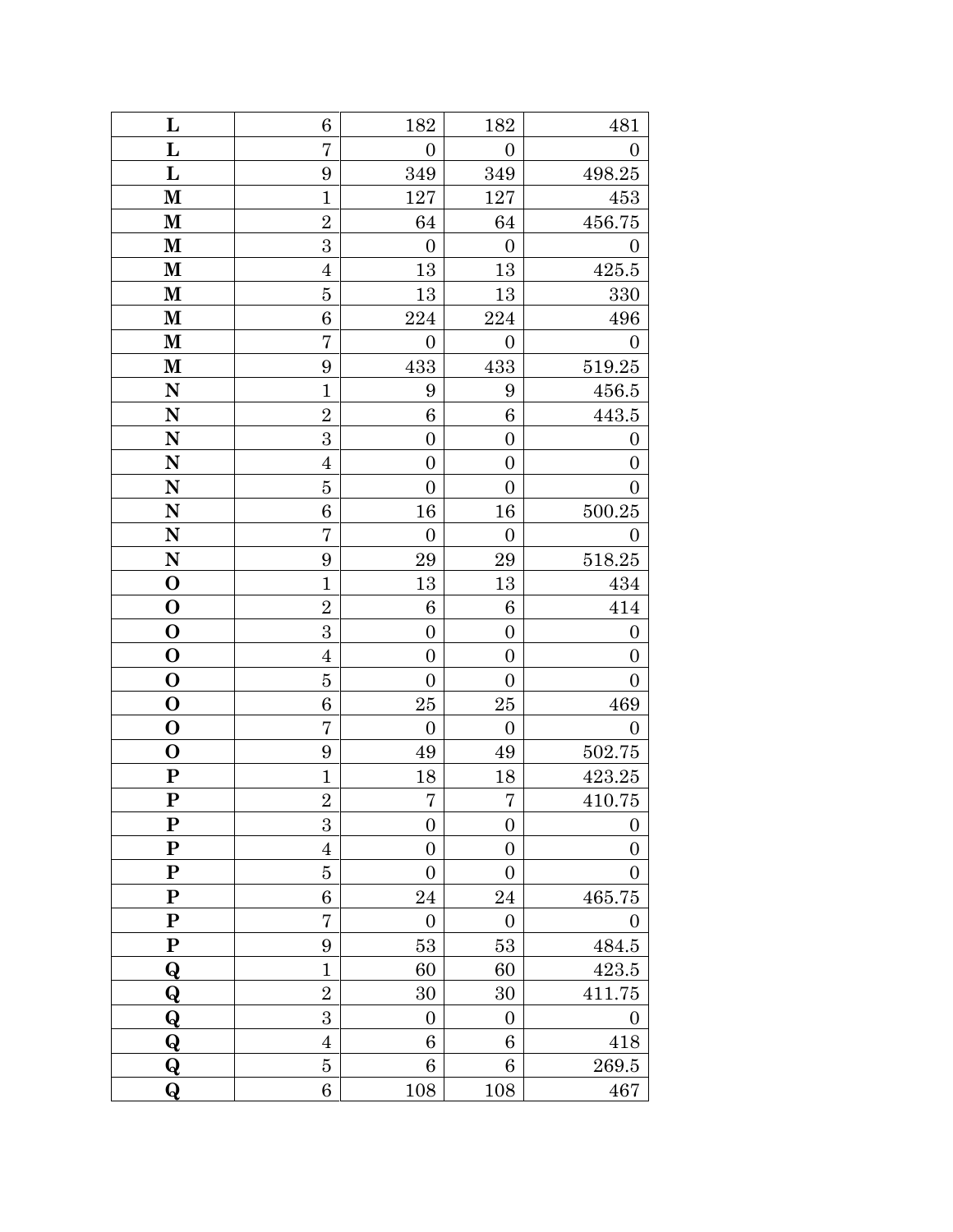| L | 6 | 182 | 182 | 481 |
|---|---|---|---|---|
| L | 7 | 0 | 0 | 0 |
| L | 9 | 349 | 349 | 498.25 |
| M | 1 | 127 | 127 | 453 |
| M | 2 | 64 | 64 | 456.75 |
| M | 3 | 0 | 0 | 0 |
| M | 4 | 13 | 13 | 425.5 |
| M | 5 | 13 | 13 | 330 |
| M | 6 | 224 | 224 | 496 |
| M | 7 | 0 | 0 | 0 |
| M | 9 | 433 | 433 | 519.25 |
| N | 1 | 9 | 9 | 456.5 |
| N | 2 | 6 | 6 | 443.5 |
| N | 3 | 0 | 0 | 0 |
| N | 4 | 0 | 0 | 0 |
| N | 5 | 0 | 0 | 0 |
| N | 6 | 16 | 16 | 500.25 |
| N | 7 | 0 | 0 | 0 |
| N | 9 | 29 | 29 | 518.25 |
| O | 1 | 13 | 13 | 434 |
| O | 2 | 6 | 6 | 414 |
| O | 3 | 0 | 0 | 0 |
| O | 4 | 0 | 0 | 0 |
| O | 5 | 0 | 0 | 0 |
| O | 6 | 25 | 25 | 469 |
| O | 7 | 0 | 0 | 0 |
| O | 9 | 49 | 49 | 502.75 |
| P | 1 | 18 | 18 | 423.25 |
| P | 2 | 7 | 7 | 410.75 |
| P | 3 | 0 | 0 | 0 |
| P | 4 | 0 | 0 | 0 |
| P | 5 | 0 | 0 | 0 |
| P | 6 | 24 | 24 | 465.75 |
| P | 7 | 0 | 0 | 0 |
| P | 9 | 53 | 53 | 484.5 |
| Q | 1 | 60 | 60 | 423.5 |
| Q | 2 | 30 | 30 | 411.75 |
| Q | 3 | 0 | 0 | 0 |
| Q | 4 | 6 | 6 | 418 |
| Q | 5 | 6 | 6 | 269.5 |
| Q | 6 | 108 | 108 | 467 |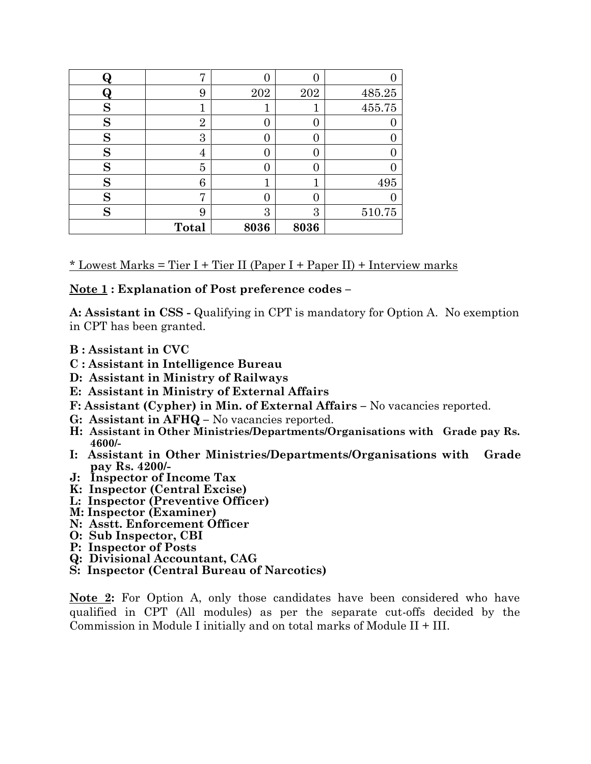| | | | | |
|---|---|---|---|---|
| **Q** | 7 | 0 | 0 | 0 |
| **Q** | 9 | 202 | 202 | 485.25 |
| **S** | 1 | 1 | 1 | 455.75 |
| **S** | 2 | 0 | 0 | 0 |
| **S** | 3 | 0 | 0 | 0 |
| **S** | 4 | 0 | 0 | 0 |
| **S** | 5 | 0 | 0 | 0 |
| **S** | 6 | 1 | 1 | 495 |
| **S** | 7 | 0 | 0 | 0 |
| **S** | 9 | 3 | 3 | 510.75 |
| | **Total** | **8036** | **8036** | |

<u>* Lowest Marks = Tier I + Tier II (Paper I + Paper II) + Interview marks</u>

**<u>Note 1</u> : Explanation of Post preference codes –**

**A: Assistant in CSS -** Qualifying in CPT is mandatory for Option A. No exemption in CPT has been granted.

**B : Assistant in CVC**
**C : Assistant in Intelligence Bureau**
**D: Assistant in Ministry of Railways**
**E: Assistant in Ministry of External Affairs**
**F: Assistant (Cypher) in Min. of External Affairs –** No vacancies reported.
**G: Assistant in AFHQ –** No vacancies reported.
**H: Assistant in Other Ministries/Departments/Organisations with Grade pay Rs. 4600/-**
**I: Assistant in Other Ministries/Departments/Organisations with Grade pay Rs. 4200/-**
**J: Inspector of Income Tax**
**K: Inspector (Central Excise)**
**L: Inspector (Preventive Officer)**
**M: Inspector (Examiner)**
**N: Asstt. Enforcement Officer**
**O: Sub Inspector, CBI**
**P: Inspector of Posts**
**Q: Divisional Accountant, CAG**
**S: Inspector (Central Bureau of Narcotics)**

**<u>Note 2</u>:** For Option A, only those candidates have been considered who have qualified in CPT (All modules) as per the separate cut-offs decided by the Commission in Module I initially and on total marks of Module II + III.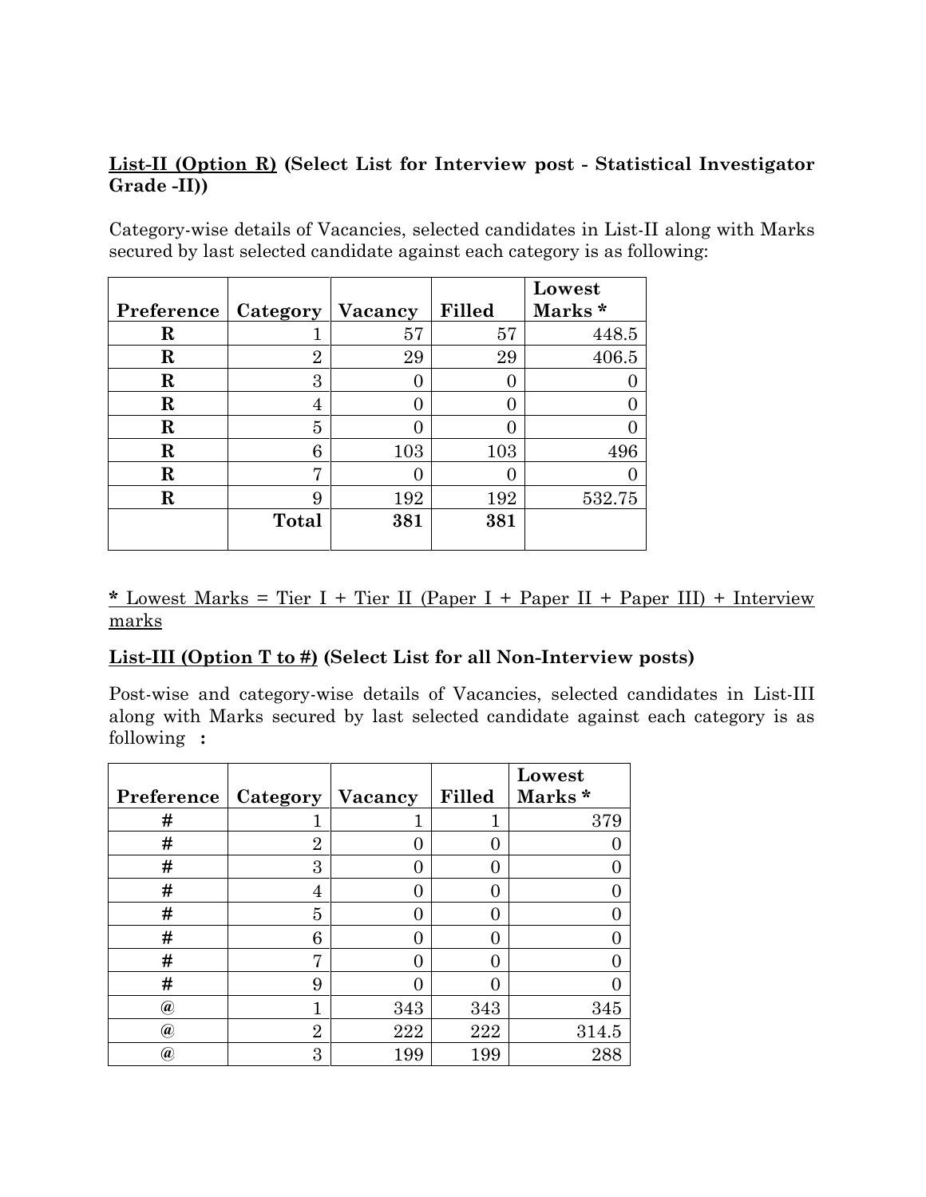**List-II (Option R)** **(Select List for Interview post - Statistical Investigator Grade -II))**

Category-wise details of Vacancies, selected candidates in List-II along with Marks secured by last selected candidate against each category is as following:

| Preference | Category | Vacancy | Filled | Lowest Marks * |
|---|---|---|---|---|
| R | 1 | 57 | 57 | 448.5 |
| R | 2 | 29 | 29 | 406.5 |
| R | 3 | 0 | 0 | 0 |
| R | 4 | 0 | 0 | 0 |
| R | 5 | 0 | 0 | 0 |
| R | 6 | 103 | 103 | 496 |
| R | 7 | 0 | 0 | 0 |
| R | 9 | 192 | 192 | 532.75 |
| | **Total** | **381** | **381** | |

* Lowest Marks = Tier I + Tier II (Paper I + Paper II + Paper III) + Interview marks

**List-III (Option T to #)** **(Select List for all Non-Interview posts)**

Post-wise and category-wise details of Vacancies, selected candidates in List-III along with Marks secured by last selected candidate against each category is as following :

| Preference | Category | Vacancy | Filled | Lowest Marks * |
|---|---|---|---|---|
| # | 1 | 1 | 1 | 379 |
| # | 2 | 0 | 0 | 0 |
| # | 3 | 0 | 0 | 0 |
| # | 4 | 0 | 0 | 0 |
| # | 5 | 0 | 0 | 0 |
| # | 6 | 0 | 0 | 0 |
| # | 7 | 0 | 0 | 0 |
| # | 9 | 0 | 0 | 0 |
| @ | 1 | 343 | 343 | 345 |
| @ | 2 | 222 | 222 | 314.5 |
| @ | 3 | 199 | 199 | 288 |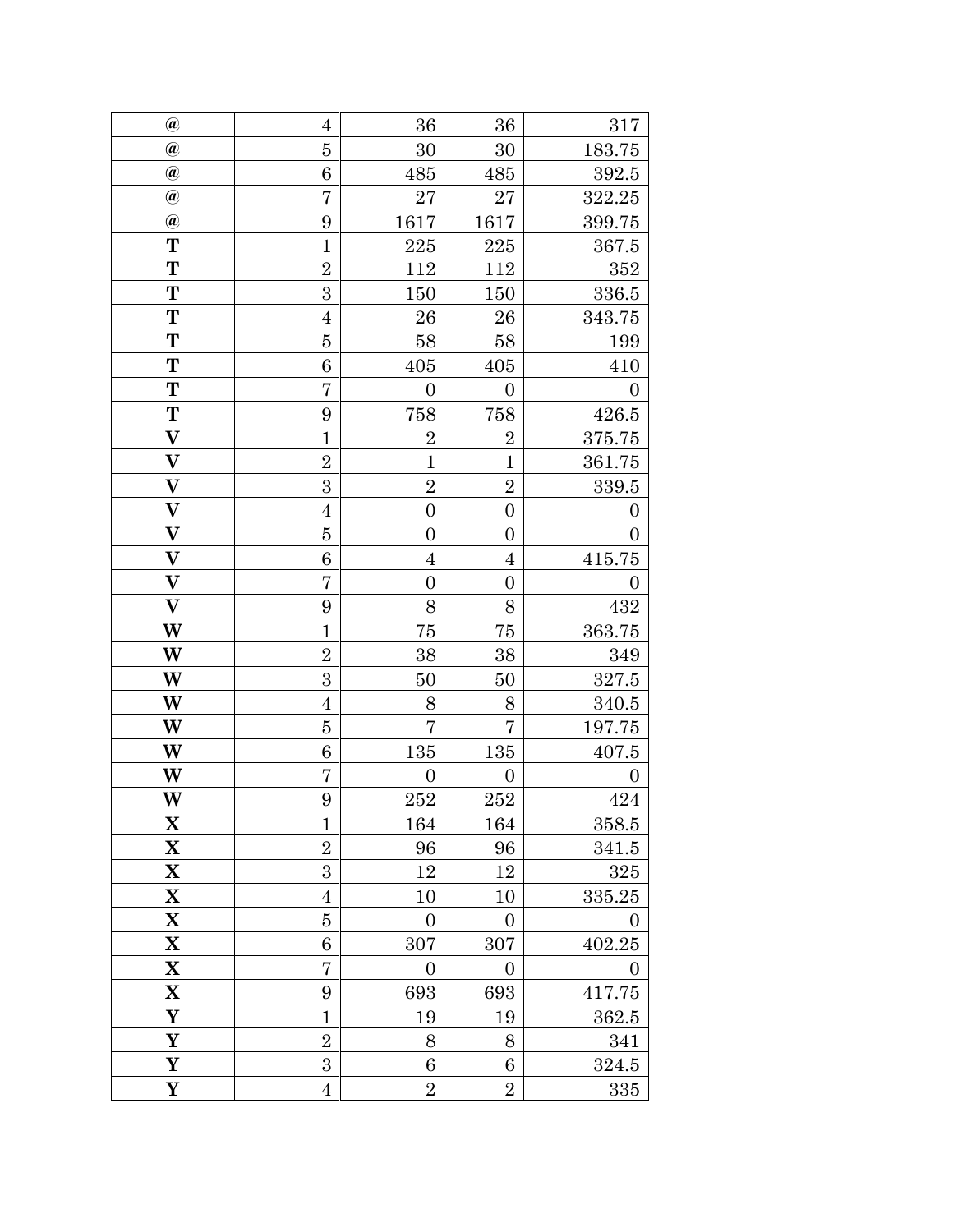| | | | | |
|---|---|---|---|---|
| **@** | 4 | 36 | 36 | 317 |
| **@** | 5 | 30 | 30 | 183.75 |
| **@** | 6 | 485 | 485 | 392.5 |
| **@** | 7 | 27 | 27 | 322.25 |
| **@** | 9 | 1617 | 1617 | 399.75 |
| **T** | 1 | 225 | 225 | 367.5 |
| **T** | 2 | 112 | 112 | 352 |
| **T** | 3 | 150 | 150 | 336.5 |
| **T** | 4 | 26 | 26 | 343.75 |
| **T** | 5 | 58 | 58 | 199 |
| **T** | 6 | 405 | 405 | 410 |
| **T** | 7 | 0 | 0 | 0 |
| **T** | 9 | 758 | 758 | 426.5 |
| **V** | 1 | 2 | 2 | 375.75 |
| **V** | 2 | 1 | 1 | 361.75 |
| **V** | 3 | 2 | 2 | 339.5 |
| **V** | 4 | 0 | 0 | 0 |
| **V** | 5 | 0 | 0 | 0 |
| **V** | 6 | 4 | 4 | 415.75 |
| **V** | 7 | 0 | 0 | 0 |
| **V** | 9 | 8 | 8 | 432 |
| **W** | 1 | 75 | 75 | 363.75 |
| **W** | 2 | 38 | 38 | 349 |
| **W** | 3 | 50 | 50 | 327.5 |
| **W** | 4 | 8 | 8 | 340.5 |
| **W** | 5 | 7 | 7 | 197.75 |
| **W** | 6 | 135 | 135 | 407.5 |
| **W** | 7 | 0 | 0 | 0 |
| **W** | 9 | 252 | 252 | 424 |
| **X** | 1 | 164 | 164 | 358.5 |
| **X** | 2 | 96 | 96 | 341.5 |
| **X** | 3 | 12 | 12 | 325 |
| **X** | 4 | 10 | 10 | 335.25 |
| **X** | 5 | 0 | 0 | 0 |
| **X** | 6 | 307 | 307 | 402.25 |
| **X** | 7 | 0 | 0 | 0 |
| **X** | 9 | 693 | 693 | 417.75 |
| **Y** | 1 | 19 | 19 | 362.5 |
| **Y** | 2 | 8 | 8 | 341 |
| **Y** | 3 | 6 | 6 | 324.5 |
| **Y** | 4 | 2 | 2 | 335 |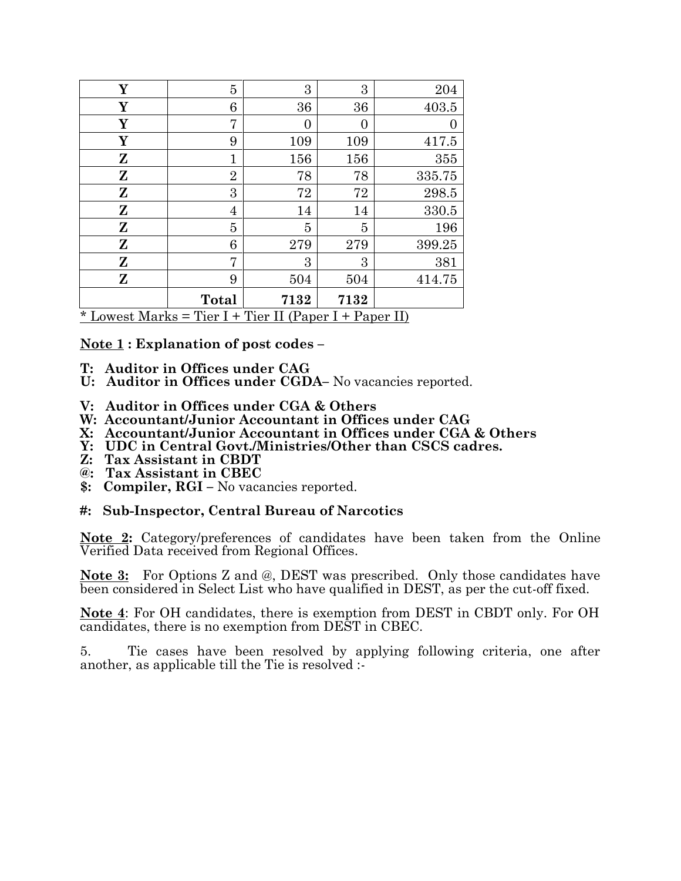| | | | | |
|---|---|---|---|---|
| **Y** | 5 | 3 | 3 | 204 |
| **Y** | 6 | 36 | 36 | 403.5 |
| **Y** | 7 | 0 | 0 | 0 |
| **Y** | 9 | 109 | 109 | 417.5 |
| **Z** | 1 | 156 | 156 | 355 |
| **Z** | 2 | 78 | 78 | 335.75 |
| **Z** | 3 | 72 | 72 | 298.5 |
| **Z** | 4 | 14 | 14 | 330.5 |
| **Z** | 5 | 5 | 5 | 196 |
| **Z** | 6 | 279 | 279 | 399.25 |
| **Z** | 7 | 3 | 3 | 381 |
| **Z** | 9 | 504 | 504 | 414.75 |
| | **Total** | **7132** | **7132** | |

* Lowest Marks = Tier I + Tier II (Paper I + Paper II)

**Note 1 : Explanation of post codes –**

**T: Auditor in Offices under CAG**
**U: Auditor in Offices under CGDA**– No vacancies reported.

**V: Auditor in Offices under CGA & Others**
**W: Accountant/Junior Accountant in Offices under CAG**
**X: Accountant/Junior Accountant in Offices under CGA & Others**
**Y: UDC in Central Govt./Ministries/Other than CSCS cadres.**
**Z: Tax Assistant in CBDT**
**@: Tax Assistant in CBEC**
**$: Compiler, RGI** – No vacancies reported.

**#: Sub-Inspector, Central Bureau of Narcotics**

**Note 2:** Category/preferences of candidates have been taken from the Online Verified Data received from Regional Offices.

**Note 3:** For Options Z and @, DEST was prescribed. Only those candidates have been considered in Select List who have qualified in DEST, as per the cut-off fixed.

**Note 4**: For OH candidates, there is exemption from DEST in CBDT only. For OH candidates, there is no exemption from DEST in CBEC.

5. Tie cases have been resolved by applying following criteria, one after another, as applicable till the Tie is resolved :-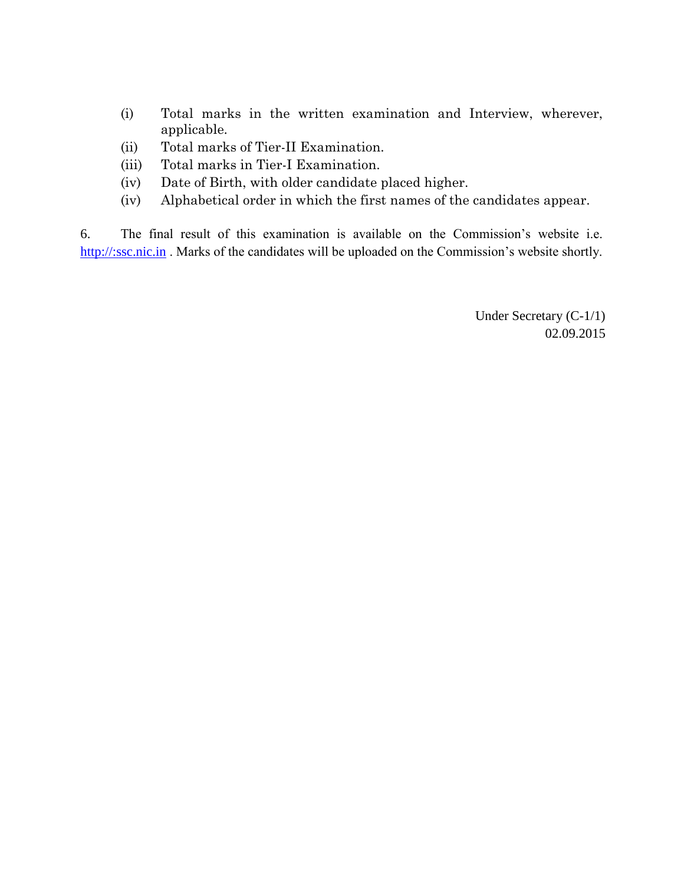(i) Total marks in the written examination and Interview, wherever, applicable.
(ii) Total marks of Tier-II Examination.
(iii) Total marks in Tier-I Examination.
(iv) Date of Birth, with older candidate placed higher.
(iv) Alphabetical order in which the first names of the candidates appear.

6. The final result of this examination is available on the Commission's website i.e. http://:ssc.nic.in . Marks of the candidates will be uploaded on the Commission's website shortly.

Under Secretary (C-1/1)
02.09.2015